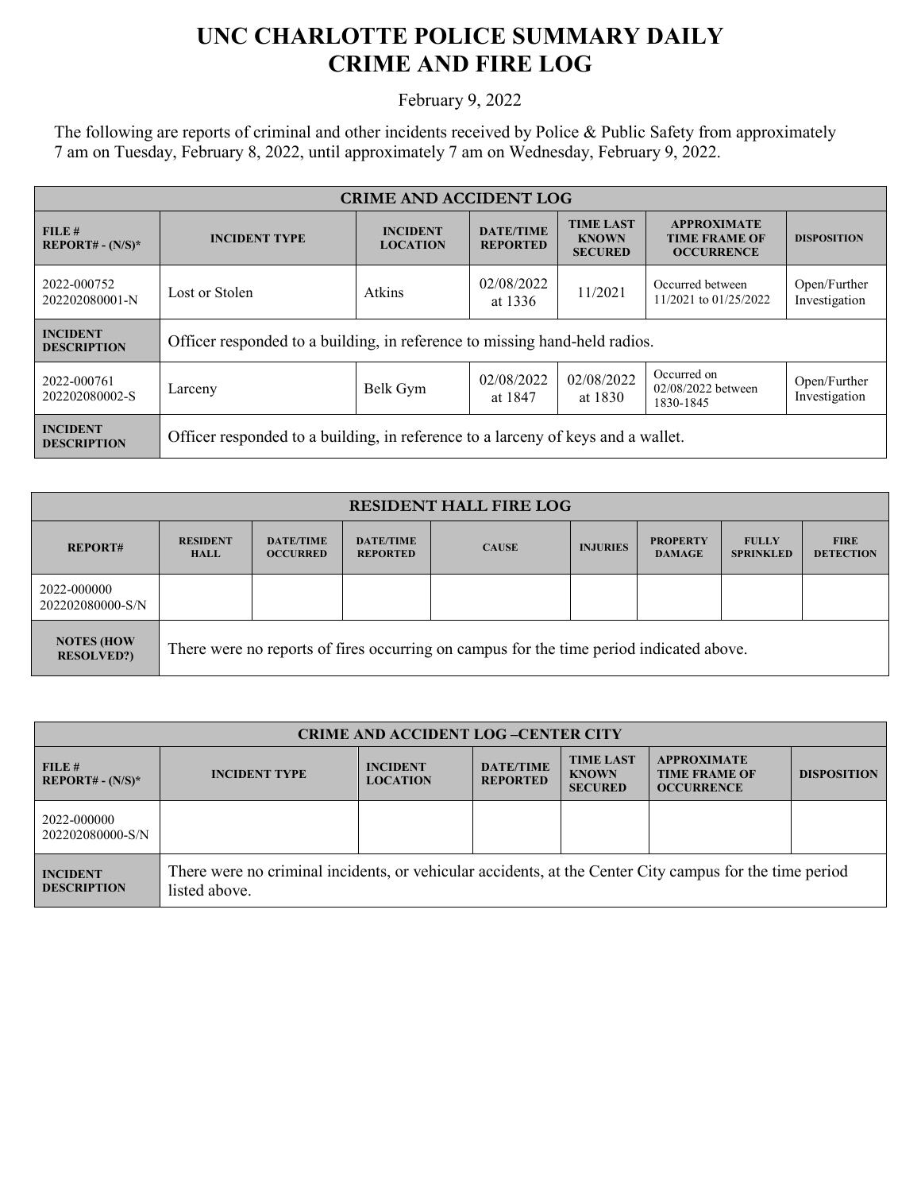# UNC CHARLOTTE POLICE SUMMARY DAILY CRIME AND FIRE LOG

February 9, 2022

The following are reports of criminal and other incidents received by Police & Public Safety from approximately 7 am on Tuesday, February 8, 2022, until approximately 7 am on Wednesday, February 9, 2022.

| CRIME AND ACCIDENT LOG | | | | | | |
|---|---|---|---|---|---|---|
| **FILE # REPORT# - (N/S)*** | **INCIDENT TYPE** | **INCIDENT LOCATION** | **DATE/TIME REPORTED** | **TIME LAST KNOWN SECURED** | **APPROXIMATE TIME FRAME OF OCCURRENCE** | **DISPOSITION** |
| 2022-000752 202202080001-N | Lost or Stolen | Atkins | 02/08/2022 at 1336 | 11/2021 | Occurred between 11/2021 to 01/25/2022 | Open/Further Investigation |
| **INCIDENT DESCRIPTION** | Officer responded to a building, in reference to missing hand-held radios. | | | | | |
| 2022-000761 202202080002-S | Larceny | Belk Gym | 02/08/2022 at 1847 | 02/08/2022 at 1830 | Occurred on 02/08/2022 between 1830-1845 | Open/Further Investigation |
| **INCIDENT DESCRIPTION** | Officer responded to a building, in reference to a larceny of keys and a wallet. | | | | | |

| RESIDENT HALL FIRE LOG | | | | | | | | |
|---|---|---|---|---|---|---|---|---|
| **REPORT#** | **RESIDENT HALL** | **DATE/TIME OCCURRED** | **DATE/TIME REPORTED** | **CAUSE** | **INJURIES** | **PROPERTY DAMAGE** | **FULLY SPRINKLED** | **FIRE DETECTION** |
| 2022-000000 202202080000-S/N | | | | | | | | |
| **NOTES (HOW RESOLVED?)** | There were no reports of fires occurring on campus for the time period indicated above. | | | | | | | |

| CRIME AND ACCIDENT LOG –CENTER CITY | | | | | | |
|---|---|---|---|---|---|---|
| **FILE # REPORT# - (N/S)*** | **INCIDENT TYPE** | **INCIDENT LOCATION** | **DATE/TIME REPORTED** | **TIME LAST KNOWN SECURED** | **APPROXIMATE TIME FRAME OF OCCURRENCE** | **DISPOSITION** |
| 2022-000000 202202080000-S/N | | | | | | |
| **INCIDENT DESCRIPTION** | There were no criminal incidents, or vehicular accidents, at the Center City campus for the time period listed above. | | | | | |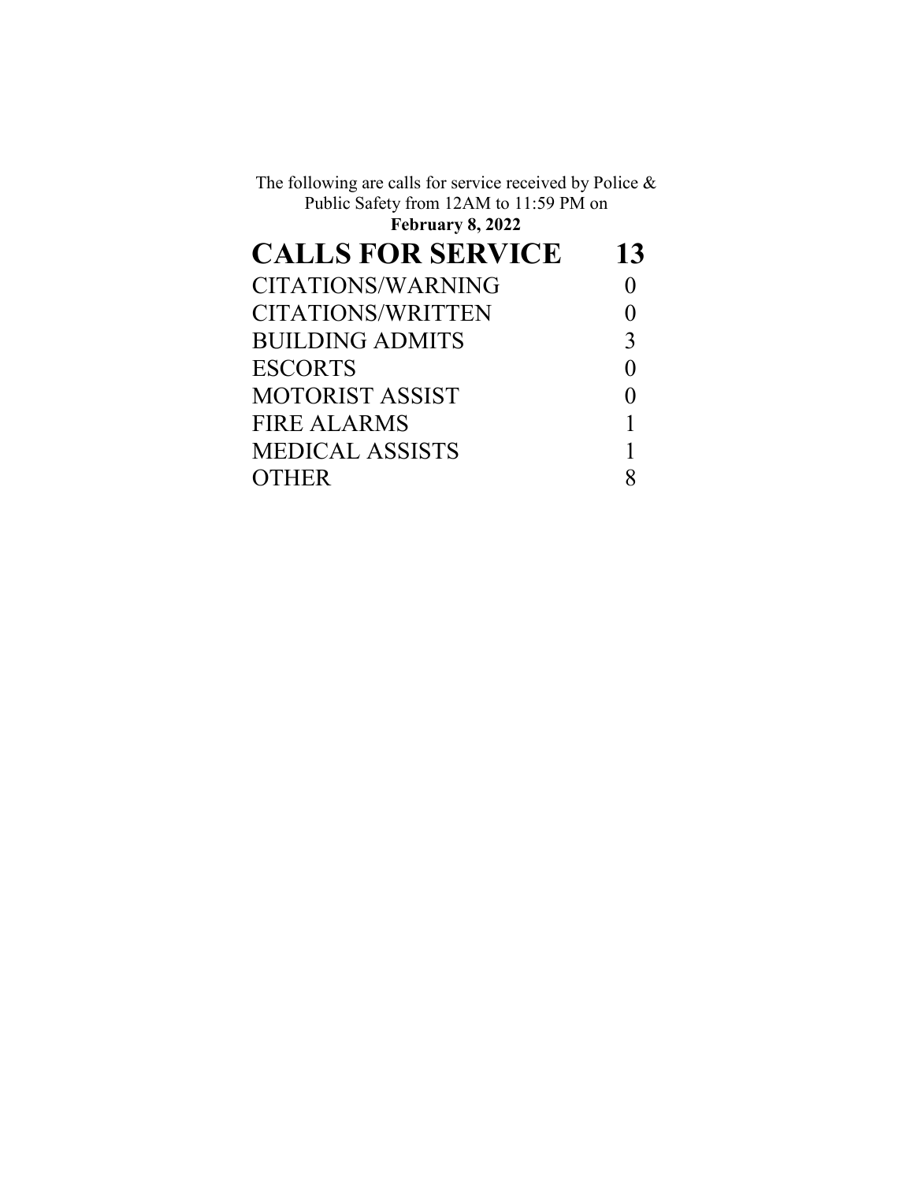The following are calls for service received by Police & Public Safety from 12AM to 11:59 PM on

**February 8, 2022**

| | |
|---|---|
| **CALLS FOR SERVICE** | **13** |
| CITATIONS/WARNING | 0 |
| CITATIONS/WRITTEN | 0 |
| BUILDING ADMITS | 3 |
| ESCORTS | 0 |
| MOTORIST ASSIST | 0 |
| FIRE ALARMS | 1 |
| MEDICAL ASSISTS | 1 |
| OTHER | 8 |